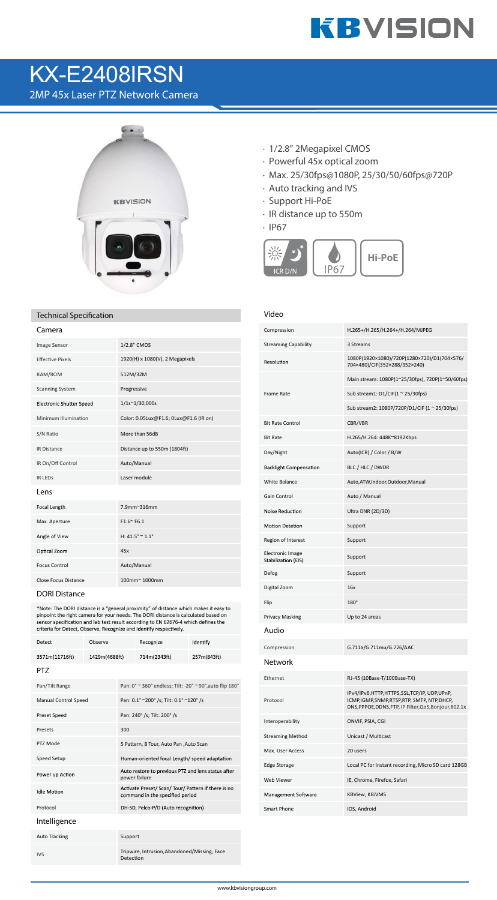# KX-E2408IRSN

## 2MP 45x Laser PTZ Network Camera

- 1/2.8" 2Megapixel CMOS
- Powerful 45x optical zoom
- Max. 25/30fps@1080P, 25/30/50/60fps@720P
- Auto tracking and IVS
- Support Hi-PoE
- IR distance up to 550m
- IP67

ICR D/N | IP67 | Hi-PoE

## Technical Specification

### Camera

| | |
|---|---|
| Image Sensor | 1/2.8" CMOS |
| Effective Pixels | 1920(H) x 1080(V), 2 Megapixels |
| RAM/ROM | 512M/32M |
| Scanning System | Progressive |
| Electronic Shutter Speed | 1/1s~1/30,000s |
| Minimum Illumination | Color: 0.05Lux@F1.6; 0Lux@F1.6 (IR on) |
| S/N Ratio | More than 56dB |
| IR Distance | Distance up to 550m (1804ft) |
| IR On/Off Control | Auto/Manual |
| IR LEDs | Laser module |

### Lens

| | |
|---|---|
| Focal Length | 7.9mm~316mm |
| Max. Aperture | F1.6~ F6.1 |
| Angle of View | H: 41.5° ~ 1.1° |
| Optical Zoom | 45x |
| Focus Control | Auto/Manual |
| Close Focus Distance | 100mm~ 1000mm |

### DORI Distance

*Note: The DORI distance is a "general proximity" of distance which makes it easy to pinpoint the right camera for your needs. The DORI distance is calculated based on sensor specification and lab test result according to EN 62676-4 which defines the criteria for Detect, Observe, Recognize and Identify respectively.

| Detect | Observe | Recognize | Identify |
|---|---|---|---|
| 3571m(11716ft) | 1429m(4688ft) | 714m(2343ft) | 257m(843ft) |

### PTZ

| | |
|---|---|
| Pan/Tilt Range | Pan: 0° ~ 360° endless; Tilt: -20° ~ 90°,auto flip 180° |
| Manual Control Speed | Pan: 0.1° ~200° /s; Tilt: 0.1° ~120° /s |
| Preset Speed | Pan: 240° /s; Tilt: 200° /s |
| Presets | 300 |
| PTZ Mode | 5 Pattern, 8 Tour, Auto Pan ,Auto Scan |
| Speed Setup | Human-oriented focal Length/ speed adaptation |
| Power up Action | Auto restore to previous PTZ and lens status after power failure |
| Idle Motion | Activate Preset/ Scan/ Tour/ Pattern if there is no command in the specified period |
| Protocol | DH-SD, Pelco-P/D (Auto recognition) |

### Intelligence

| | |
|---|---|
| Auto Tracking | Support |
| IVS | Tripwire, Intrusion,Abandoned/Missing, Face Detection |

### Video

| | |
|---|---|
| Compression | H.265+/H.265/H.264+/H.264/MJPEG |
| Streaming Capability | 3 Streams |
| Resolution | 1080P(1920×1080)/720P(1280×720)/D1(704×576/704×480)/CIF(352×288/352×240) |
| Frame Rate | Main stream: 1080P(1~25/30fps), 720P(1~50/60fps) |
| | Sub stream1: D1/CIF(1 ~ 25/30fps) |
| | Sub stream2: 1080P/720P/D1/CIF (1 ~ 25/30fps) |
| Bit Rate Control | CBR/VBR |
| Bit Rate | H.265/H.264: 448K~8192Kbps |
| Day/Night | Auto(ICR) / Color / B/W |
| Backlight Compensation | BLC / HLC / DWDR |
| White Balance | Auto,ATW,Indoor,Outdoor,Manual |
| Gain Control | Auto / Manual |
| Noise Reduction | Ultra DNR (2D/3D) |
| Motion Detetion | Support |
| Region of Interest | Support |
| Electronic Image Stabilization (EIS) | Support |
| Defog | Support |
| Digital Zoom | 16x |
| Flip | 180° |
| Privacy Masking | Up to 24 areas |

### Audio

| | |
|---|---|
| Compression | G.711a/G.711mu/G.726/AAC |

### Network

| | |
|---|---|
| Ethernet | RJ-45 (10Base-T/100Base-TX) |
| Protocol | IPv4/IPv6,HTTP,HTTPS,SSL,TCP/IP, UDP,UPnP, ICMP,IGMP,SNMP,RTSP,RTP, SMTP, NTP,DHCP, DNS,PPPOE,DDNS,FTP, IP Filter,QoS,Bonjour,802.1x |
| Interoperability | ONVIF, PSIA, CGI |
| Streaming Method | Unicast / Multicast |
| Max. User Access | 20 users |
| Edge Storage | Local PC for instant recording, Micro SD card 128GB |
| Web Viewer | IE, Chrome, Firefox, Safari |
| Management Software | KBView, KBiVMS |
| Smart Phone | IOS, Android |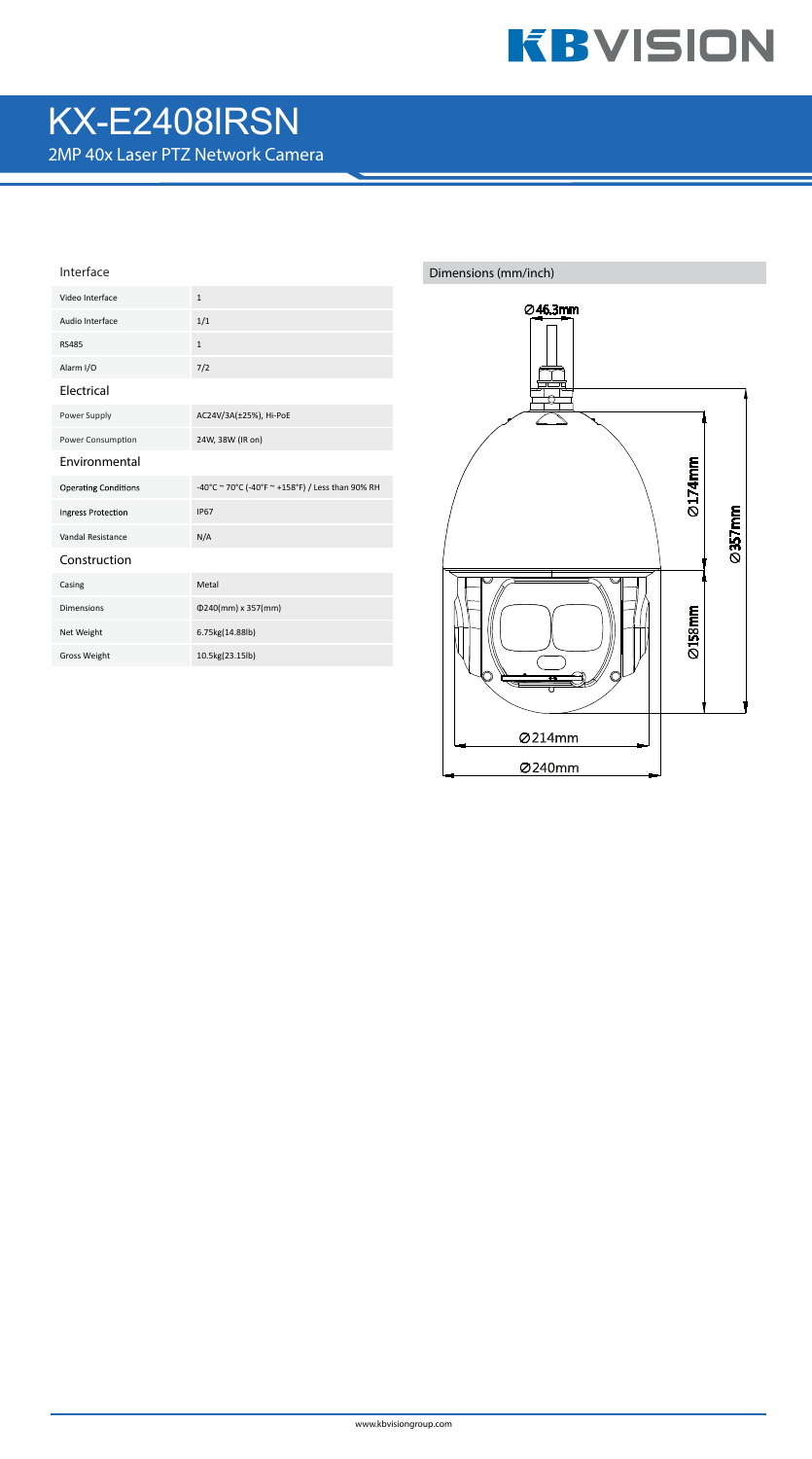# KX-E2408IRSN

2MP 40x Laser PTZ Network Camera

### Interface

| | |
|---|---|
| Video Interface | 1 |
| Audio Interface | 1/1 |
| RS485 | 1 |
| Alarm I/O | 7/2 |

### Electrical

| | |
|---|---|
| Power Supply | AC24V/3A(±25%), Hi-PoE |
| Power Consumption | 24W, 38W (IR on) |

### Environmental

| | |
|---|---|
| Operating Conditions | -40°C ~ 70°C (-40°F ~ +158°F) / Less than 90% RH |
| Ingress Protection | IP67 |
| Vandal Resistance | N/A |

### Construction

| | |
|---|---|
| Casing | Metal |
| Dimensions | Φ240(mm) x 357(mm) |
| Net Weight | 6.75kg(14.88lb) |
| Gross Weight | 10.5kg(23.15lb) |

### Dimensions (mm/inch)

Ø46.3mm

Ø174mm

Ø357mm

Ø158mm

Ø214mm

Ø240mm